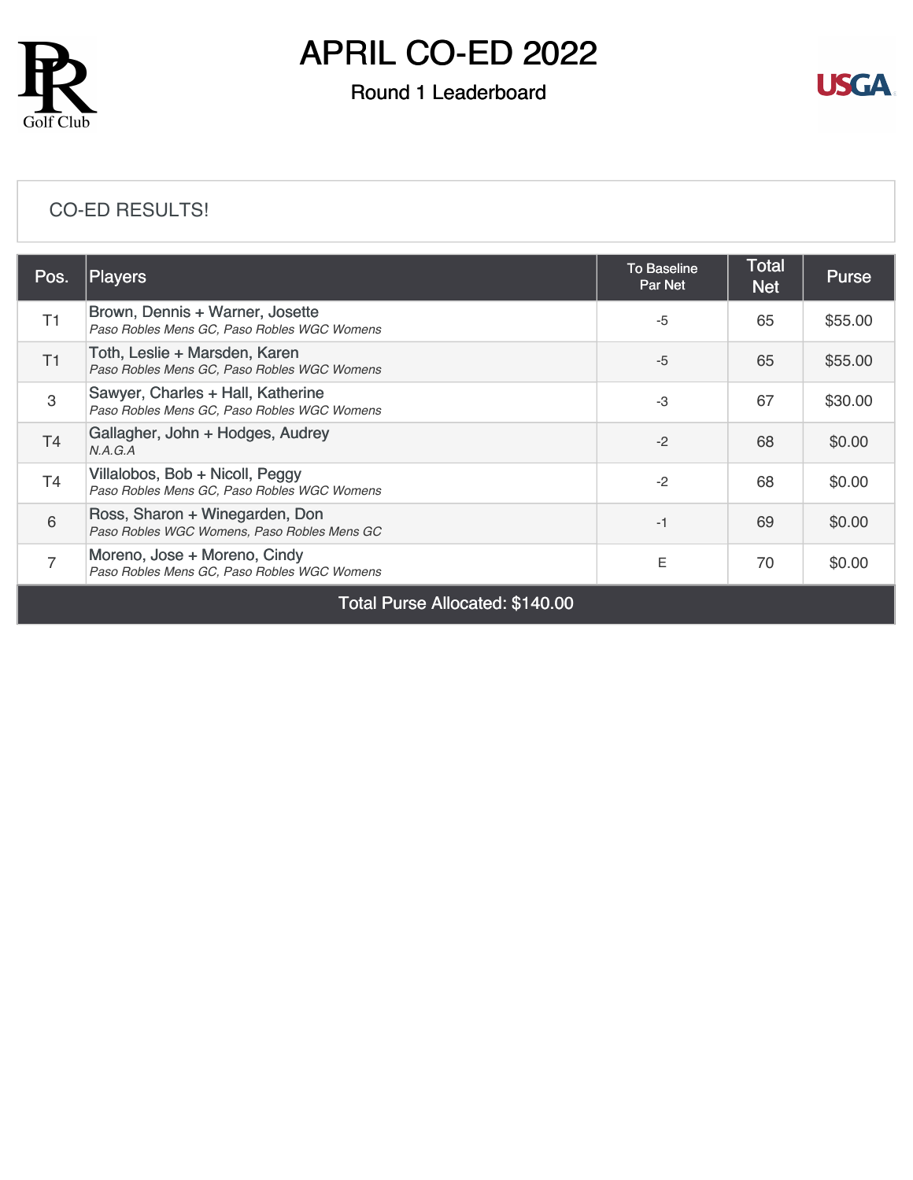# APRIL CO-ED 2022

## Round 1 Leaderboard

CO-ED RESULTS!

| Pos. | Players | To Baseline Par Net | Total Net | Purse |
|---|---|---|---|---|
| T1 | Brown, Dennis + Warner, Josette<br>*Paso Robles Mens GC, Paso Robles WGC Womens* | -5 | 65 | $55.00 |
| T1 | Toth, Leslie + Marsden, Karen<br>*Paso Robles Mens GC, Paso Robles WGC Womens* | -5 | 65 | $55.00 |
| 3 | Sawyer, Charles + Hall, Katherine<br>*Paso Robles Mens GC, Paso Robles WGC Womens* | -3 | 67 | $30.00 |
| T4 | Gallagher, John + Hodges, Audrey<br>*N.A.G.A* | -2 | 68 | $0.00 |
| T4 | Villalobos, Bob + Nicoll, Peggy<br>*Paso Robles Mens GC, Paso Robles WGC Womens* | -2 | 68 | $0.00 |
| 6 | Ross, Sharon + Winegarden, Don<br>*Paso Robles WGC Womens, Paso Robles Mens GC* | -1 | 69 | $0.00 |
| 7 | Moreno, Jose + Moreno, Cindy<br>*Paso Robles Mens GC, Paso Robles WGC Womens* | E | 70 | $0.00 |
| Total Purse Allocated: $140.00 | | | | |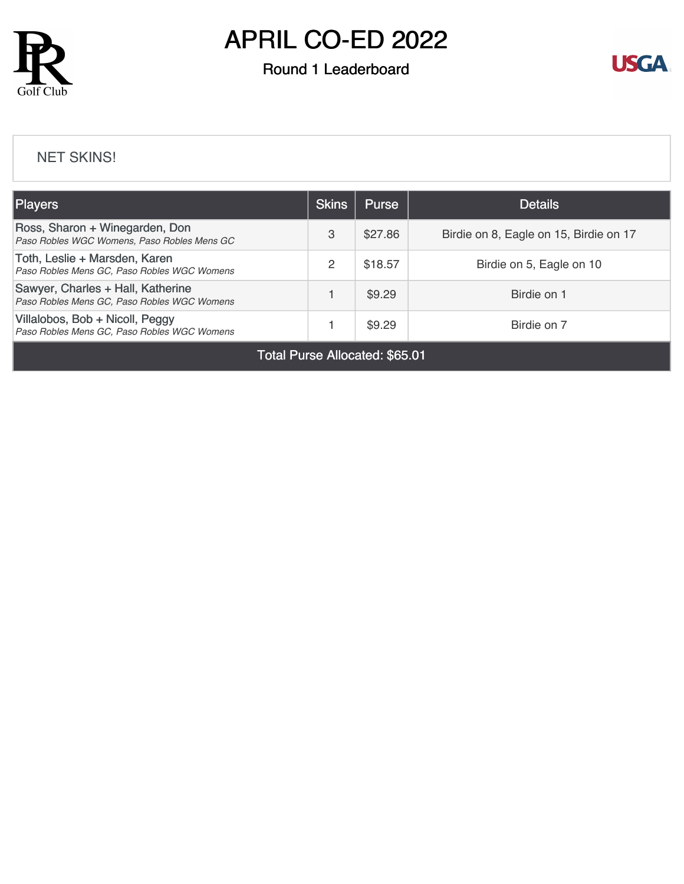# APRIL CO-ED 2022

## Round 1 Leaderboard

NET SKINS!

| Players | Skins | Purse | Details |
|---|---|---|---|
| Ross, Sharon + Winegarden, Don<br>*Paso Robles WGC Womens, Paso Robles Mens GC* | 3 | $27.86 | Birdie on 8, Eagle on 15, Birdie on 17 |
| Toth, Leslie + Marsden, Karen<br>*Paso Robles Mens GC, Paso Robles WGC Womens* | 2 | $18.57 | Birdie on 5, Eagle on 10 |
| Sawyer, Charles + Hall, Katherine<br>*Paso Robles Mens GC, Paso Robles WGC Womens* | 1 | $9.29 | Birdie on 1 |
| Villalobos, Bob + Nicoll, Peggy<br>*Paso Robles Mens GC, Paso Robles WGC Womens* | 1 | $9.29 | Birdie on 7 |
| Total Purse Allocated: $65.01 | | | |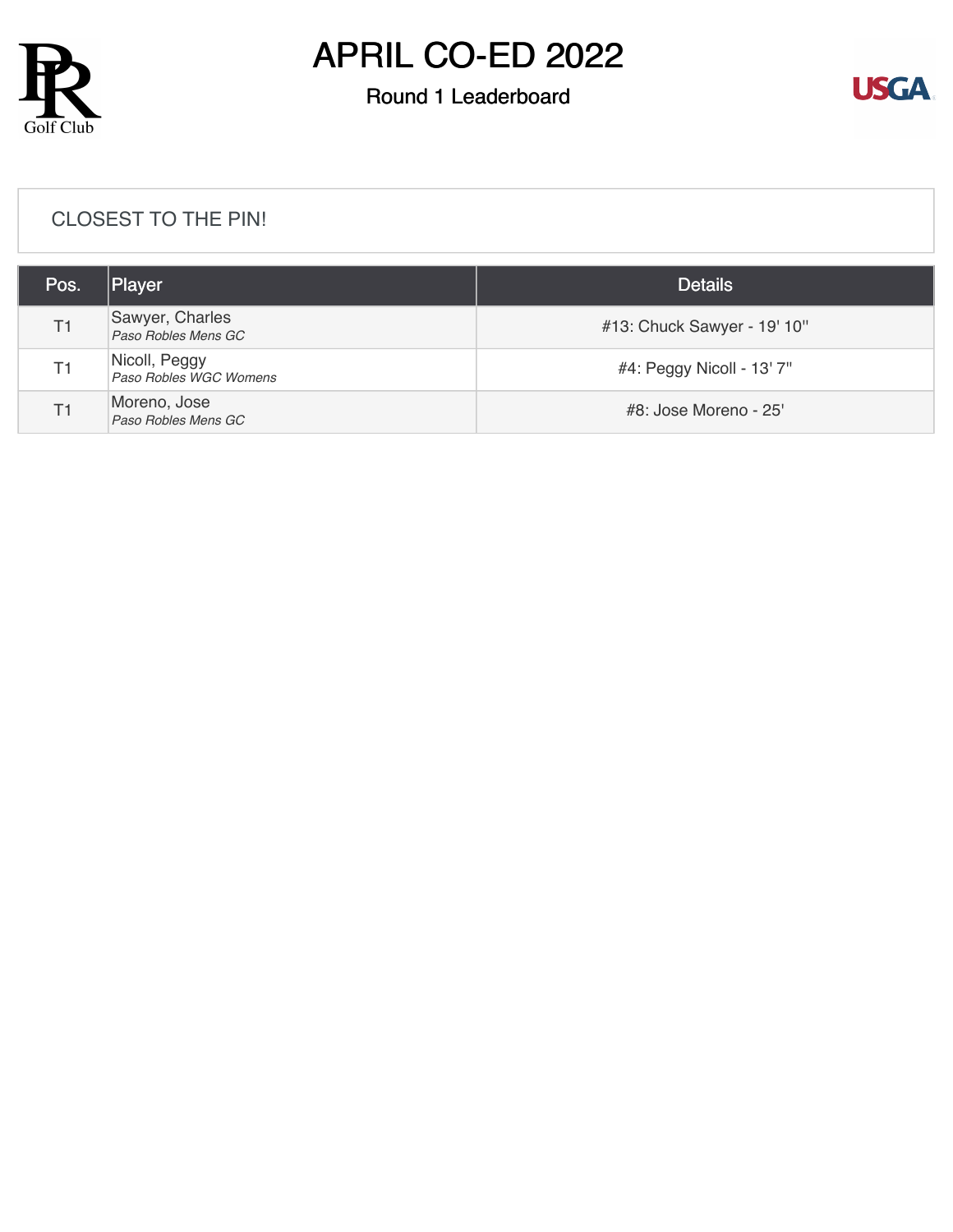# APRIL CO-ED 2022

## Round 1 Leaderboard

CLOSEST TO THE PIN!

| Pos. | Player | Details |
|---|---|---|
| T1 | Sawyer, Charles<br>*Paso Robles Mens GC* | #13: Chuck Sawyer - 19' 10'' |
| T1 | Nicoll, Peggy<br>*Paso Robles WGC Womens* | #4: Peggy Nicoll - 13' 7'' |
| T1 | Moreno, Jose<br>*Paso Robles Mens GC* | #8: Jose Moreno - 25' |